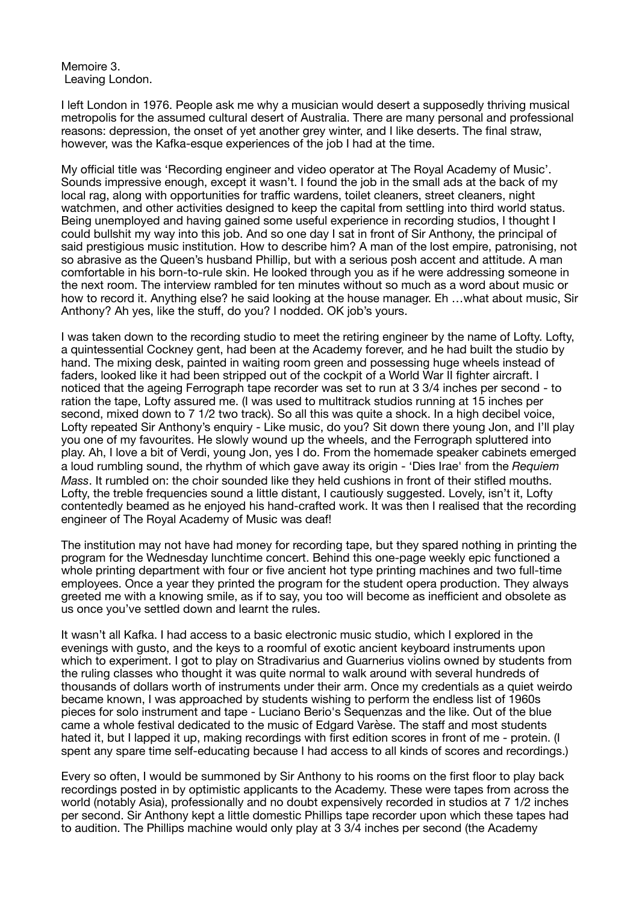Memoire 3.
Leaving London.

I left London in 1976. People ask me why a musician would desert a supposedly thriving musical metropolis for the assumed cultural desert of Australia. There are many personal and professional reasons: depression, the onset of yet another grey winter, and I like deserts. The final straw, however, was the Kafka-esque experiences of the job I had at the time.

My official title was 'Recording engineer and video operator at The Royal Academy of Music'. Sounds impressive enough, except it wasn't. I found the job in the small ads at the back of my local rag, along with opportunities for traffic wardens, toilet cleaners, street cleaners, night watchmen, and other activities designed to keep the capital from settling into third world status. Being unemployed and having gained some useful experience in recording studios, I thought I could bullshit my way into this job. And so one day I sat in front of Sir Anthony, the principal of said prestigious music institution. How to describe him? A man of the lost empire, patronising, not so abrasive as the Queen's husband Phillip, but with a serious posh accent and attitude. A man comfortable in his born-to-rule skin. He looked through you as if he were addressing someone in the next room. The interview rambled for ten minutes without so much as a word about music or how to record it. Anything else? he said looking at the house manager. Eh …what about music, Sir Anthony? Ah yes, like the stuff, do you? I nodded. OK job's yours.

I was taken down to the recording studio to meet the retiring engineer by the name of Lofty. Lofty, a quintessential Cockney gent, had been at the Academy forever, and he had built the studio by hand. The mixing desk, painted in waiting room green and possessing huge wheels instead of faders, looked like it had been stripped out of the cockpit of a World War II fighter aircraft. I noticed that the ageing Ferrograph tape recorder was set to run at 3 3/4 inches per second - to ration the tape, Lofty assured me. (I was used to multitrack studios running at 15 inches per second, mixed down to 7 1/2 two track). So all this was quite a shock. In a high decibel voice, Lofty repeated Sir Anthony's enquiry - Like music, do you? Sit down there young Jon, and I'll play you one of my favourites. He slowly wound up the wheels, and the Ferrograph spluttered into play. Ah, I love a bit of Verdi, young Jon, yes I do. From the homemade speaker cabinets emerged a loud rumbling sound, the rhythm of which gave away its origin - 'Dies Irae' from the *Requiem Mass*. It rumbled on: the choir sounded like they held cushions in front of their stifled mouths. Lofty, the treble frequencies sound a little distant, I cautiously suggested. Lovely, isn't it, Lofty contentedly beamed as he enjoyed his hand-crafted work. It was then I realised that the recording engineer of The Royal Academy of Music was deaf!

The institution may not have had money for recording tape, but they spared nothing in printing the program for the Wednesday lunchtime concert. Behind this one-page weekly epic functioned a whole printing department with four or five ancient hot type printing machines and two full-time employees. Once a year they printed the program for the student opera production. They always greeted me with a knowing smile, as if to say, you too will become as inefficient and obsolete as us once you've settled down and learnt the rules.

It wasn't all Kafka. I had access to a basic electronic music studio, which I explored in the evenings with gusto, and the keys to a roomful of exotic ancient keyboard instruments upon which to experiment. I got to play on Stradivarius and Guarnerius violins owned by students from the ruling classes who thought it was quite normal to walk around with several hundreds of thousands of dollars worth of instruments under their arm. Once my credentials as a quiet weirdo became known, I was approached by students wishing to perform the endless list of 1960s pieces for solo instrument and tape - Luciano Berio's Sequenzas and the like. Out of the blue came a whole festival dedicated to the music of Edgard Varèse. The staff and most students hated it, but I lapped it up, making recordings with first edition scores in front of me - protein. (I spent any spare time self-educating because I had access to all kinds of scores and recordings.)

Every so often, I would be summoned by Sir Anthony to his rooms on the first floor to play back recordings posted in by optimistic applicants to the Academy. These were tapes from across the world (notably Asia), professionally and no doubt expensively recorded in studios at 7 1/2 inches per second. Sir Anthony kept a little domestic Phillips tape recorder upon which these tapes had to audition. The Phillips machine would only play at 3 3/4 inches per second (the Academy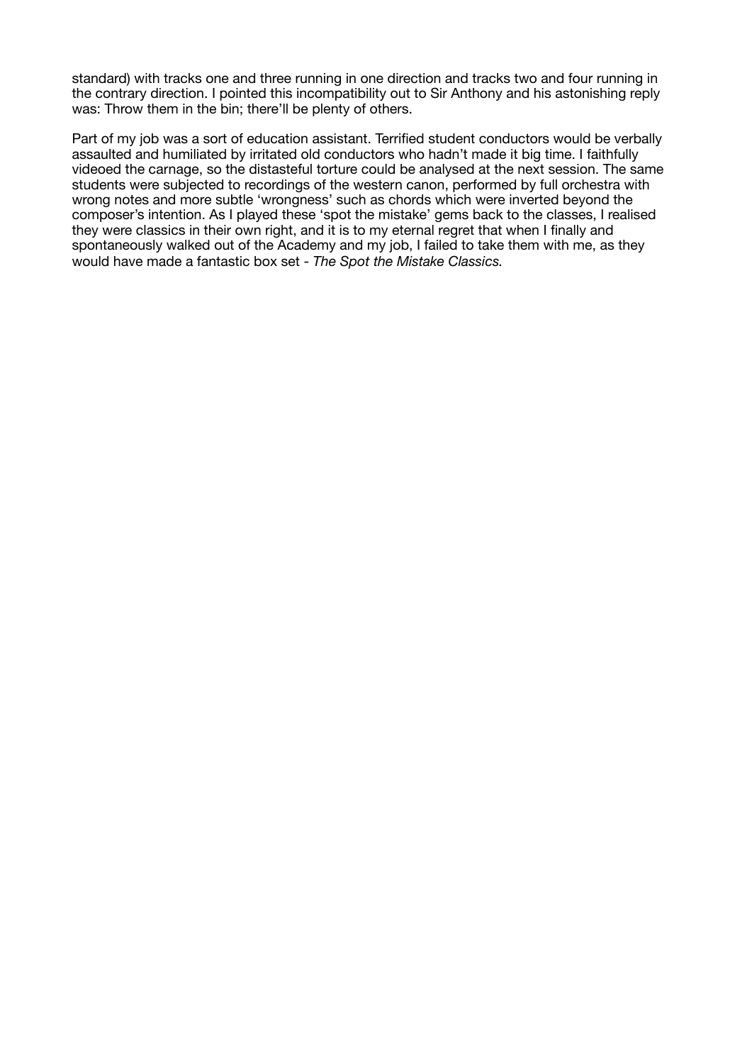standard) with tracks one and three running in one direction and tracks two and four running in the contrary direction. I pointed this incompatibility out to Sir Anthony and his astonishing reply was: Throw them in the bin; there'll be plenty of others.

Part of my job was a sort of education assistant. Terrified student conductors would be verbally assaulted and humiliated by irritated old conductors who hadn't made it big time. I faithfully videoed the carnage, so the distasteful torture could be analysed at the next session. The same students were subjected to recordings of the western canon, performed by full orchestra with wrong notes and more subtle 'wrongness' such as chords which were inverted beyond the composer's intention. As I played these 'spot the mistake' gems back to the classes, I realised they were classics in their own right, and it is to my eternal regret that when I finally and spontaneously walked out of the Academy and my job, I failed to take them with me, as they would have made a fantastic box set - *The Spot the Mistake Classics.*